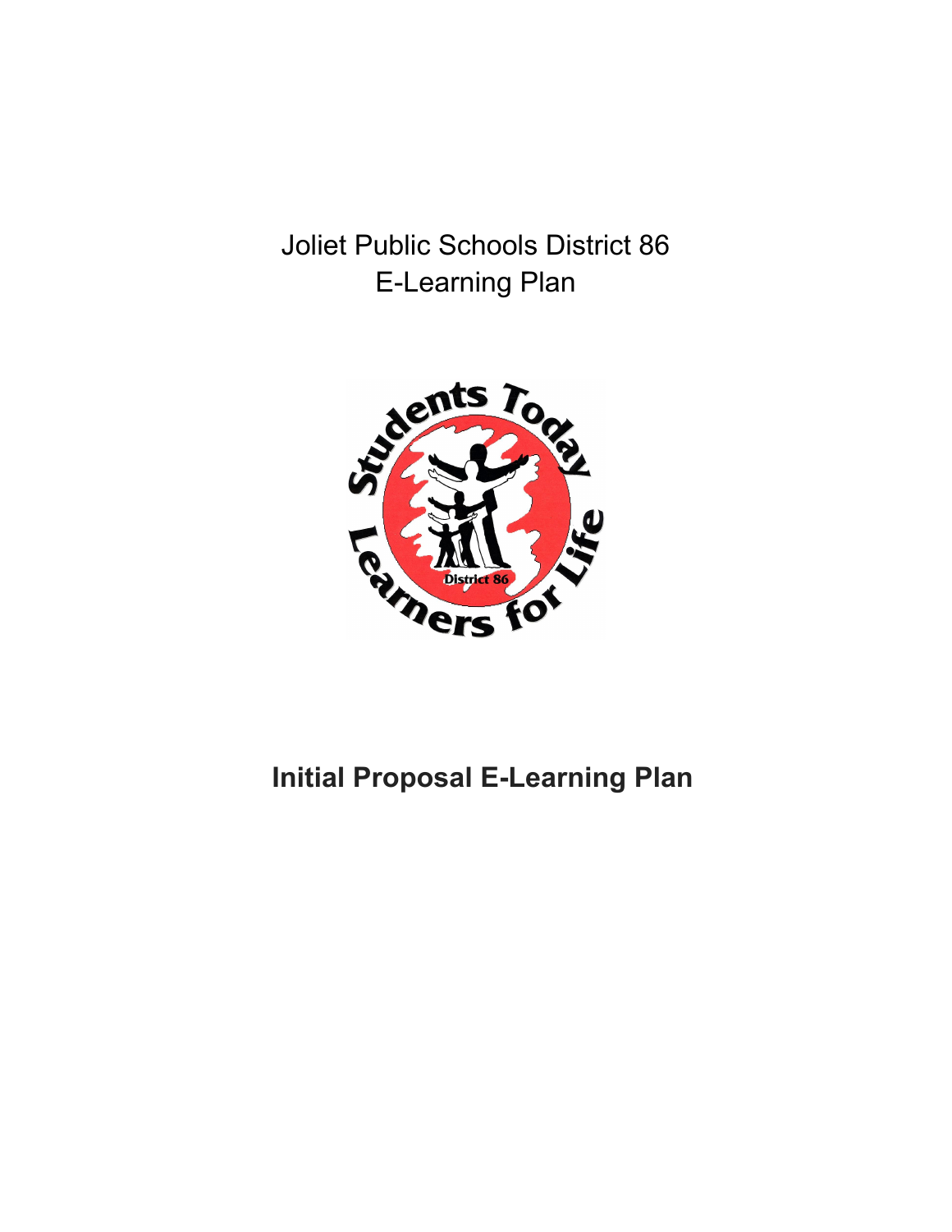Joliet Public Schools District 86
E-Learning Plan

# Initial Proposal E-Learning Plan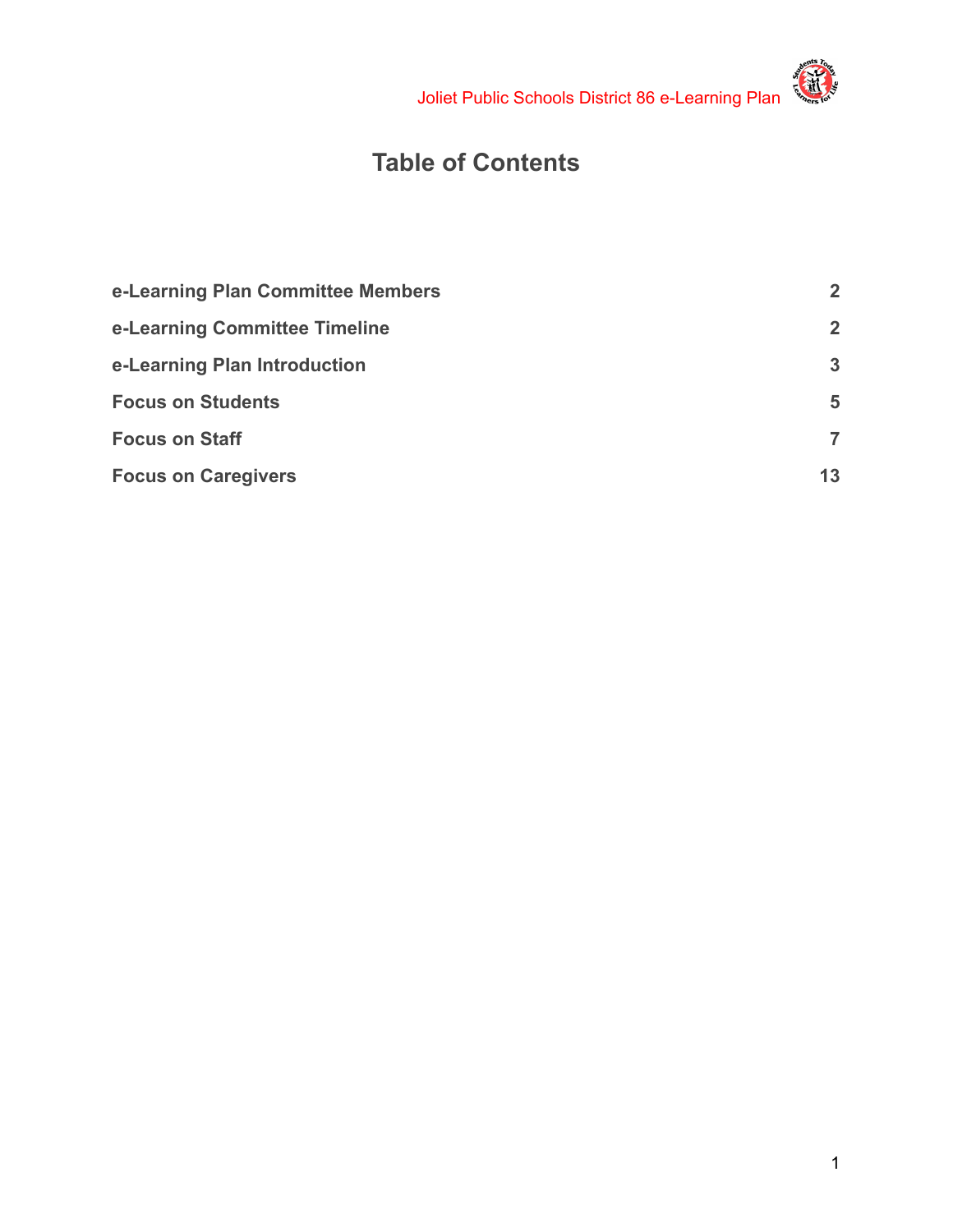# Table of Contents

| | |
|---|---|
| **e-Learning Plan Committee Members** | **2** |
| **e-Learning Committee Timeline** | **2** |
| **e-Learning Plan Introduction** | **3** |
| **Focus on Students** | **5** |
| **Focus on Staff** | **7** |
| **Focus on Caregivers** | **13** |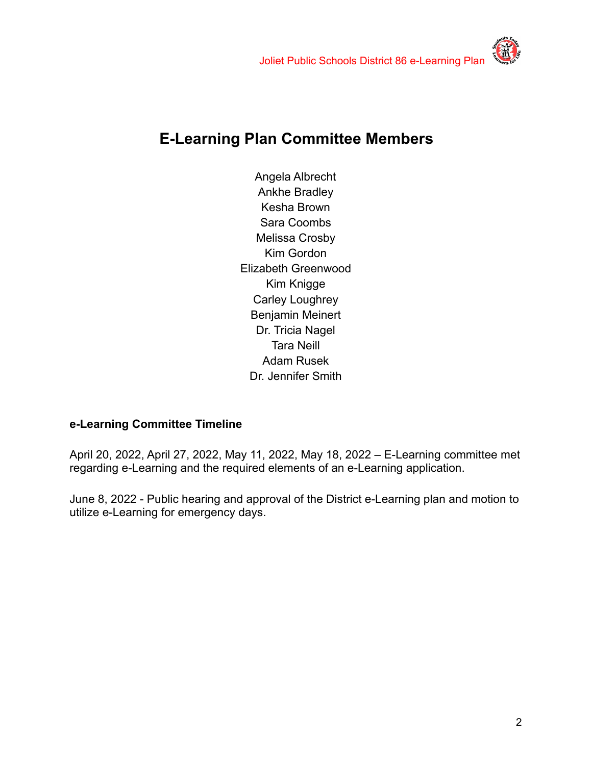# E-Learning Plan Committee Members

Angela Albrecht
Ankhe Bradley
Kesha Brown
Sara Coombs
Melissa Crosby
Kim Gordon
Elizabeth Greenwood
Kim Knigge
Carley Loughrey
Benjamin Meinert
Dr. Tricia Nagel
Tara Neill
Adam Rusek
Dr. Jennifer Smith

**e-Learning Committee Timeline**

April 20, 2022, April 27, 2022, May 11, 2022, May 18, 2022 – E-Learning committee met regarding e-Learning and the required elements of an e-Learning application.

June 8, 2022 - Public hearing and approval of the District e-Learning plan and motion to utilize e-Learning for emergency days.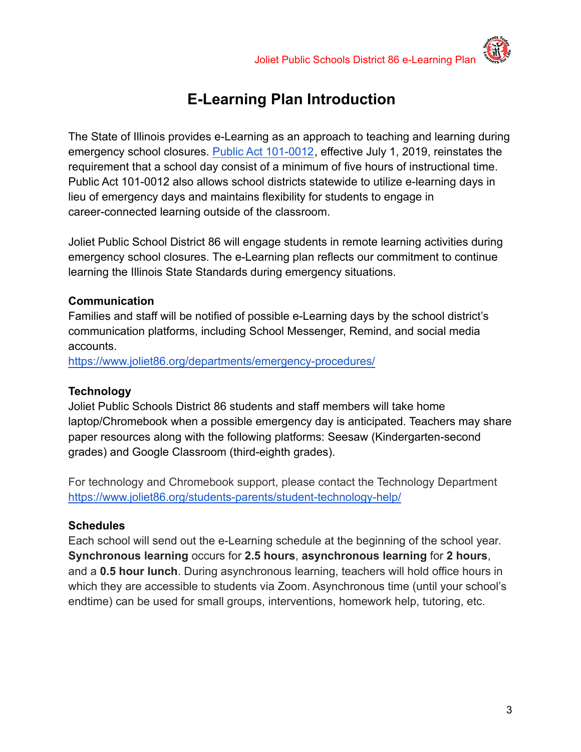# E-Learning Plan Introduction

The State of Illinois provides e-Learning as an approach to teaching and learning during emergency school closures. [Public Act 101-0012](Public Act 101-0012), effective July 1, 2019, reinstates the requirement that a school day consist of a minimum of five hours of instructional time. Public Act 101-0012 also allows school districts statewide to utilize e-learning days in lieu of emergency days and maintains flexibility for students to engage in career-connected learning outside of the classroom.

Joliet Public School District 86 will engage students in remote learning activities during emergency school closures. The e-Learning plan reflects our commitment to continue learning the Illinois State Standards during emergency situations.

**Communication**

Families and staff will be notified of possible e-Learning days by the school district's communication platforms, including School Messenger, Remind, and social media accounts.
https://www.joliet86.org/departments/emergency-procedures/

**Technology**

Joliet Public Schools District 86 students and staff members will take home laptop/Chromebook when a possible emergency day is anticipated. Teachers may share paper resources along with the following platforms: Seesaw (Kindergarten-second grades) and Google Classroom (third-eighth grades).

For technology and Chromebook support, please contact the Technology Department
https://www.joliet86.org/students-parents/student-technology-help/

**Schedules**

Each school will send out the e-Learning schedule at the beginning of the school year. **Synchronous learning** occurs for **2.5 hours**, **asynchronous learning** for **2 hours**, and a **0.5 hour lunch**. During asynchronous learning, teachers will hold office hours in which they are accessible to students via Zoom. Asynchronous time (until your school's endtime) can be used for small groups, interventions, homework help, tutoring, etc.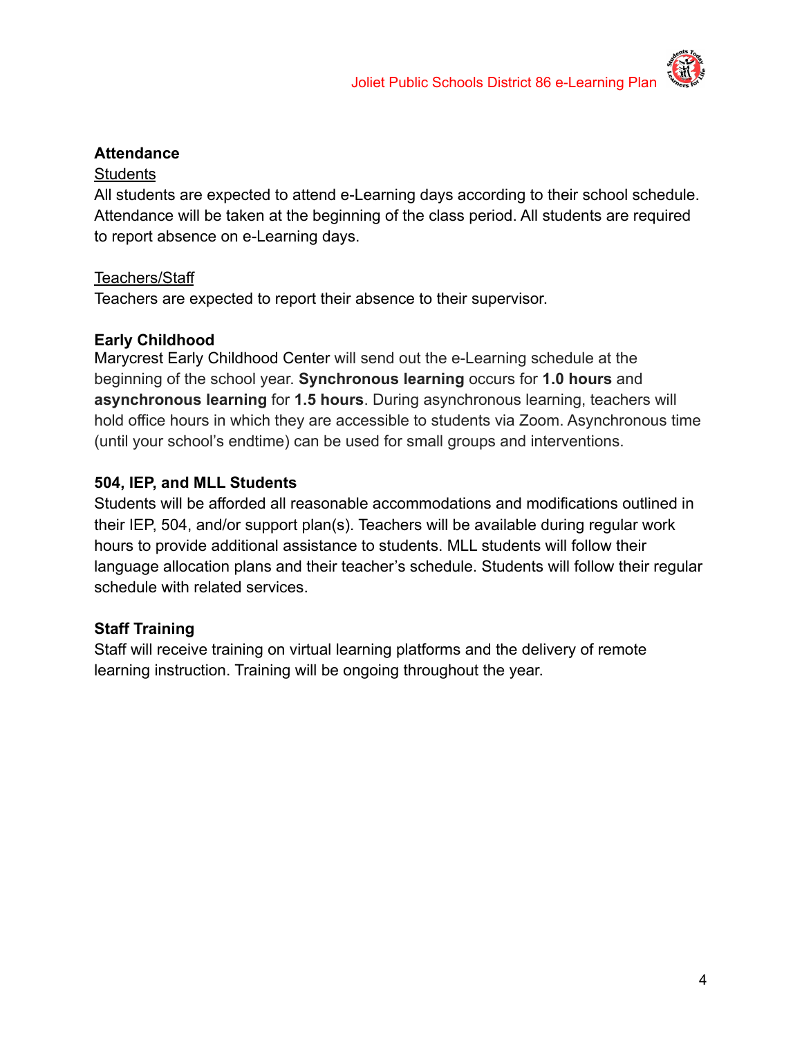**Attendance**

Students

All students are expected to attend e-Learning days according to their school schedule. Attendance will be taken at the beginning of the class period. All students are required to report absence on e-Learning days.

Teachers/Staff

Teachers are expected to report their absence to their supervisor.

**Early Childhood**

Marycrest Early Childhood Center will send out the e-Learning schedule at the beginning of the school year. **Synchronous learning** occurs for **1.0 hours** and **asynchronous learning** for **1.5 hours**. During asynchronous learning, teachers will hold office hours in which they are accessible to students via Zoom. Asynchronous time (until your school's endtime) can be used for small groups and interventions.

**504, IEP, and MLL Students**

Students will be afforded all reasonable accommodations and modifications outlined in their IEP, 504, and/or support plan(s). Teachers will be available during regular work hours to provide additional assistance to students. MLL students will follow their language allocation plans and their teacher's schedule. Students will follow their regular schedule with related services.

**Staff Training**

Staff will receive training on virtual learning platforms and the delivery of remote learning instruction. Training will be ongoing throughout the year.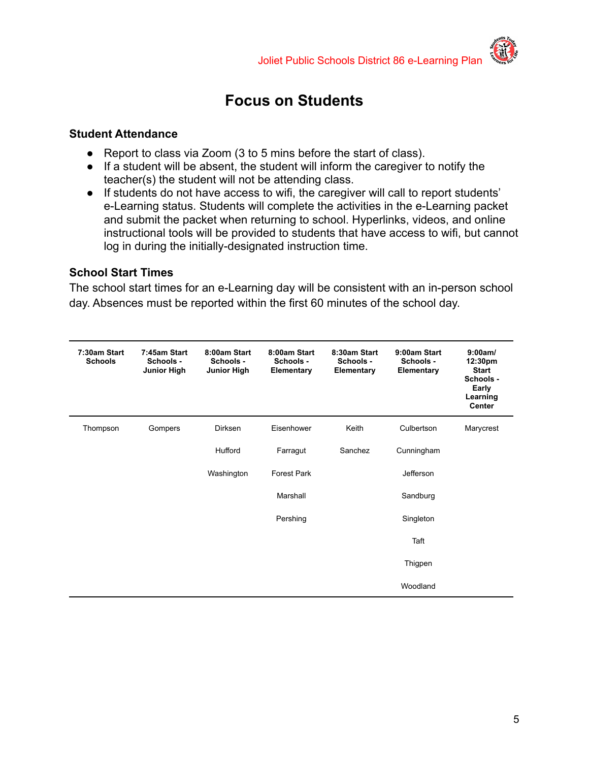# Focus on Students

### Student Attendance

- Report to class via Zoom (3 to 5 mins before the start of class).
- If a student will be absent, the student will inform the caregiver to notify the teacher(s) the student will not be attending class.
- If students do not have access to wifi, the caregiver will call to report students' e-Learning status. Students will complete the activities in the e-Learning packet and submit the packet when returning to school. Hyperlinks, videos, and online instructional tools will be provided to students that have access to wifi, but cannot log in during the initially-designated instruction time.

### School Start Times

The school start times for an e-Learning day will be consistent with an in-person school day. Absences must be reported within the first 60 minutes of the school day.

| 7:30am Start Schools | 7:45am Start Schools - Junior High | 8:00am Start Schools - Junior High | 8:00am Start Schools - Elementary | 8:30am Start Schools - Elementary | 9:00am Start Schools - Elementary | 9:00am/ 12:30pm Start Schools - Early Learning Center |
|---|---|---|---|---|---|---|
| Thompson | Gompers | Dirksen | Eisenhower | Keith | Culbertson | Marycrest |
| | | Hufford | Farragut | Sanchez | Cunningham | |
| | | Washington | Forest Park | | Jefferson | |
| | | | Marshall | | Sandburg | |
| | | | Pershing | | Singleton | |
| | | | | | Taft | |
| | | | | | Thigpen | |
| | | | | | Woodland | |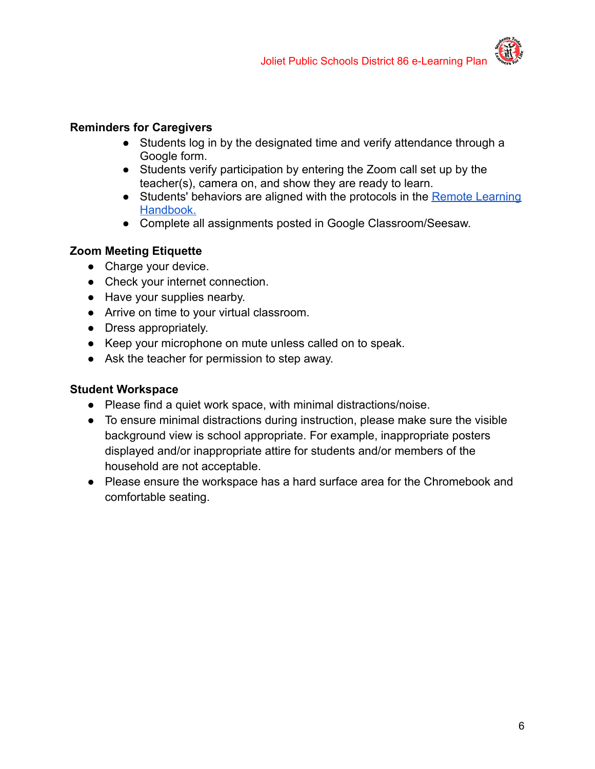**Reminders for Caregivers**

- Students log in by the designated time and verify attendance through a Google form.
- Students verify participation by entering the Zoom call set up by the teacher(s), camera on, and show they are ready to learn.
- Students' behaviors are aligned with the protocols in the Remote Learning Handbook.
- Complete all assignments posted in Google Classroom/Seesaw.

**Zoom Meeting Etiquette**

- Charge your device.
- Check your internet connection.
- Have your supplies nearby.
- Arrive on time to your virtual classroom.
- Dress appropriately.
- Keep your microphone on mute unless called on to speak.
- Ask the teacher for permission to step away.

**Student Workspace**

- Please find a quiet work space, with minimal distractions/noise.
- To ensure minimal distractions during instruction, please make sure the visible background view is school appropriate. For example, inappropriate posters displayed and/or inappropriate attire for students and/or members of the household are not acceptable.
- Please ensure the workspace has a hard surface area for the Chromebook and comfortable seating.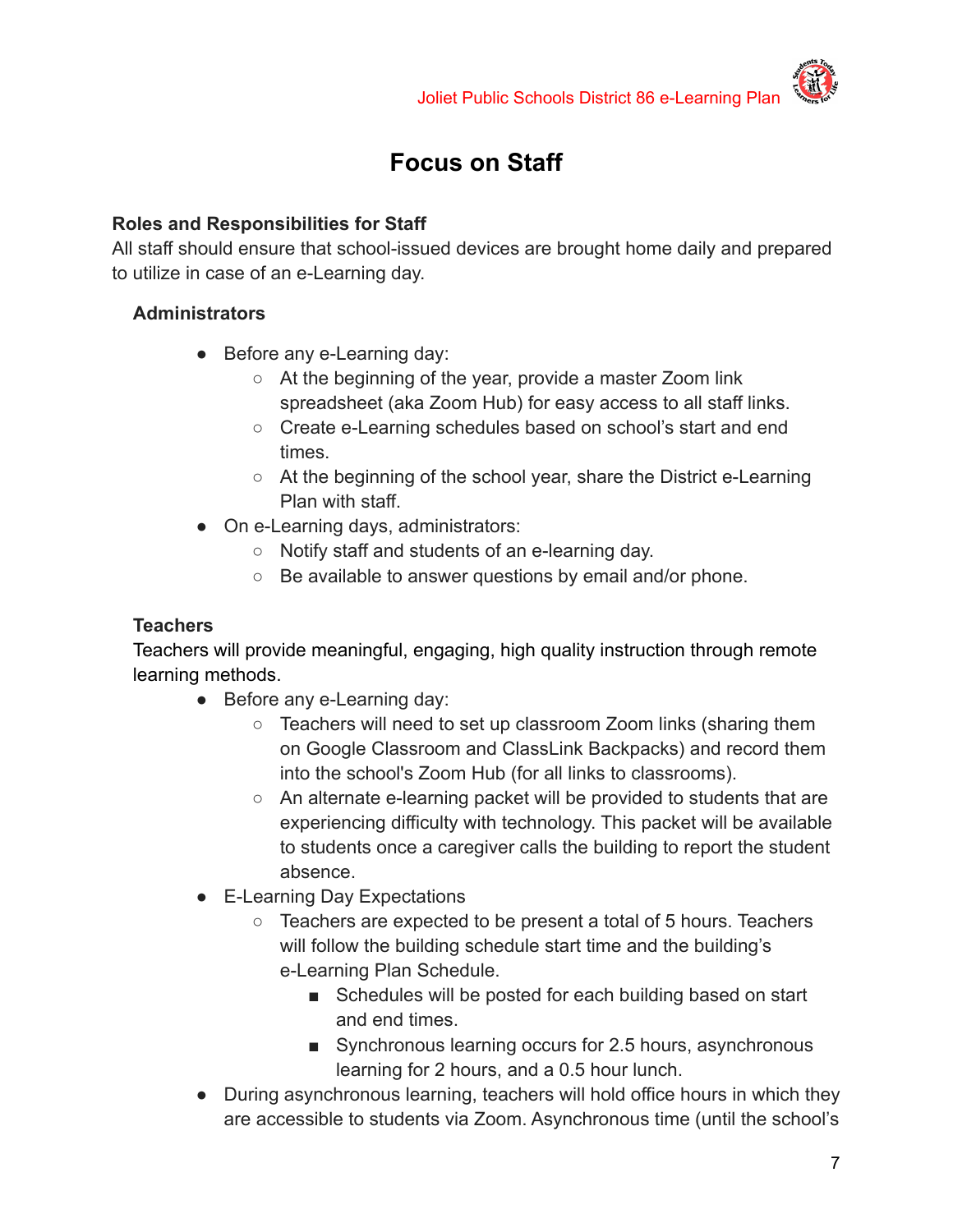# Focus on Staff

### Roles and Responsibilities for Staff

All staff should ensure that school-issued devices are brought home daily and prepared to utilize in case of an e-Learning day.

#### Administrators

- Before any e-Learning day:
    - At the beginning of the year, provide a master Zoom link spreadsheet (aka Zoom Hub) for easy access to all staff links.
    - Create e-Learning schedules based on school's start and end times.
    - At the beginning of the school year, share the District e-Learning Plan with staff.
- On e-Learning days, administrators:
    - Notify staff and students of an e-learning day.
    - Be available to answer questions by email and/or phone.

#### Teachers

Teachers will provide meaningful, engaging, high quality instruction through remote learning methods.

- Before any e-Learning day:
    - Teachers will need to set up classroom Zoom links (sharing them on Google Classroom and ClassLink Backpacks) and record them into the school's Zoom Hub (for all links to classrooms).
    - An alternate e-learning packet will be provided to students that are experiencing difficulty with technology. This packet will be available to students once a caregiver calls the building to report the student absence.
- E-Learning Day Expectations
    - Teachers are expected to be present a total of 5 hours. Teachers will follow the building schedule start time and the building's e-Learning Plan Schedule.
        - Schedules will be posted for each building based on start and end times.
        - Synchronous learning occurs for 2.5 hours, asynchronous learning for 2 hours, and a 0.5 hour lunch.
- During asynchronous learning, teachers will hold office hours in which they are accessible to students via Zoom. Asynchronous time (until the school's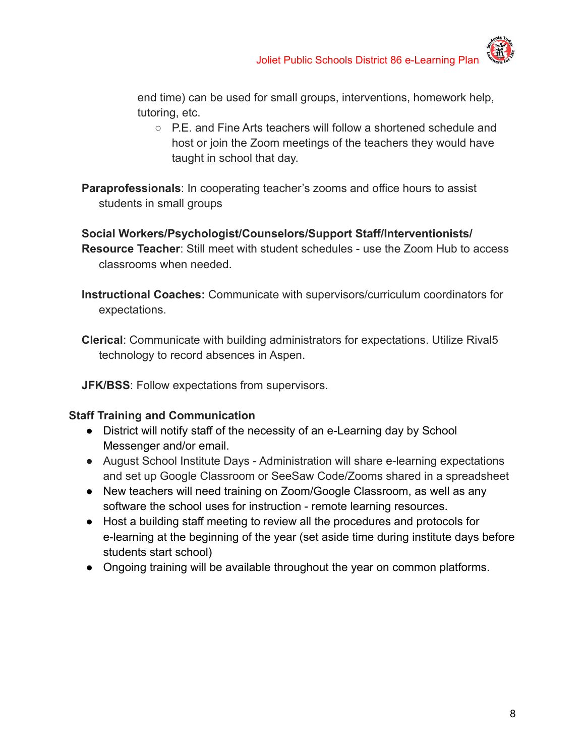end time) can be used for small groups, interventions, homework help, tutoring, etc.

- P.E. and Fine Arts teachers will follow a shortened schedule and host or join the Zoom meetings of the teachers they would have taught in school that day.

**Paraprofessionals**: In cooperating teacher's zooms and office hours to assist students in small groups

**Social Workers/Psychologist/Counselors/Support Staff/Interventionists/ Resource Teacher**: Still meet with student schedules - use the Zoom Hub to access classrooms when needed.

**Instructional Coaches:** Communicate with supervisors/curriculum coordinators for expectations.

**Clerical**: Communicate with building administrators for expectations. Utilize Rival5 technology to record absences in Aspen.

**JFK/BSS**: Follow expectations from supervisors.

**Staff Training and Communication**

- District will notify staff of the necessity of an e-Learning day by School Messenger and/or email.
- August School Institute Days - Administration will share e-learning expectations and set up Google Classroom or SeeSaw Code/Zooms shared in a spreadsheet
- New teachers will need training on Zoom/Google Classroom, as well as any software the school uses for instruction - remote learning resources.
- Host a building staff meeting to review all the procedures and protocols for e-learning at the beginning of the year (set aside time during institute days before students start school)
- Ongoing training will be available throughout the year on common platforms.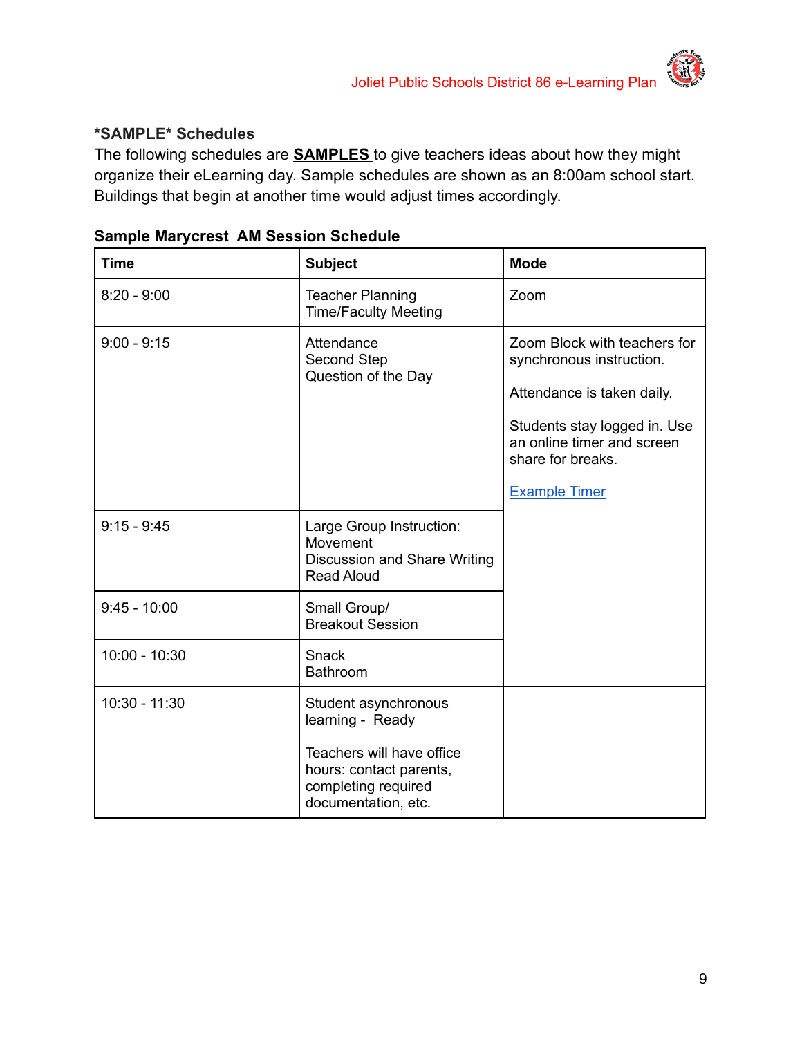**\*SAMPLE\* Schedules**

The following schedules are **SAMPLES** to give teachers ideas about how they might organize their eLearning day. Sample schedules are shown as an 8:00am school start. Buildings that begin at another time would adjust times accordingly.

**Sample Marycrest AM Session Schedule**

| Time | Subject | Mode |
|---|---|---|
| 8:20 - 9:00 | Teacher Planning Time/Faculty Meeting | Zoom |
| 9:00 - 9:15 | Attendance<br>Second Step<br>Question of the Day | Zoom Block with teachers for synchronous instruction.<br><br>Attendance is taken daily.<br><br>Students stay logged in. Use an online timer and screen share for breaks.<br><br>[Example Timer](Example Timer) |
| 9:15 - 9:45 | Large Group Instruction:<br>Movement<br>Discussion and Share Writing<br>Read Aloud | |
| 9:45 - 10:00 | Small Group/<br>Breakout Session | |
| 10:00 - 10:30 | Snack<br>Bathroom | |
| 10:30 - 11:30 | Student asynchronous learning - Ready<br><br>Teachers will have office hours: contact parents, completing required documentation, etc. | |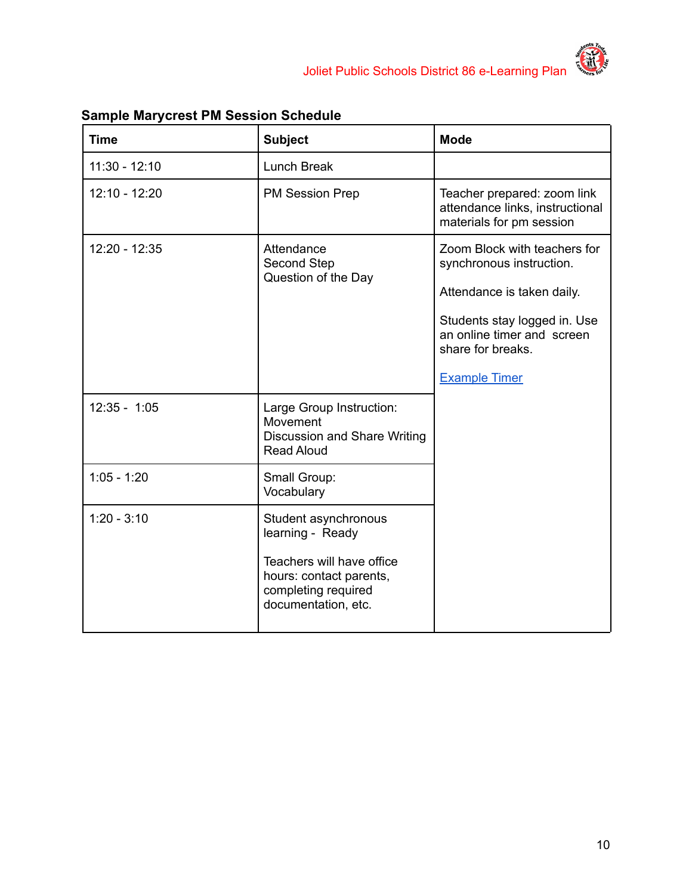**Sample Marycrest PM Session Schedule**

| Time | Subject | Mode |
|---|---|---|
| 11:30 - 12:10 | Lunch Break | |
| 12:10 - 12:20 | PM Session Prep | Teacher prepared: zoom link attendance links, instructional materials for pm session |
| 12:20 - 12:35 | Attendance<br>Second Step<br>Question of the Day | Zoom Block with teachers for synchronous instruction.<br><br>Attendance is taken daily.<br><br>Students stay logged in. Use an online timer and screen share for breaks.<br><br>Example Timer |
| 12:35 - 1:05 | Large Group Instruction:<br>Movement<br>Discussion and Share Writing<br>Read Aloud | |
| 1:05 - 1:20 | Small Group:<br>Vocabulary | |
| 1:20 - 3:10 | Student asynchronous learning - Ready<br><br>Teachers will have office hours: contact parents, completing required documentation, etc. | |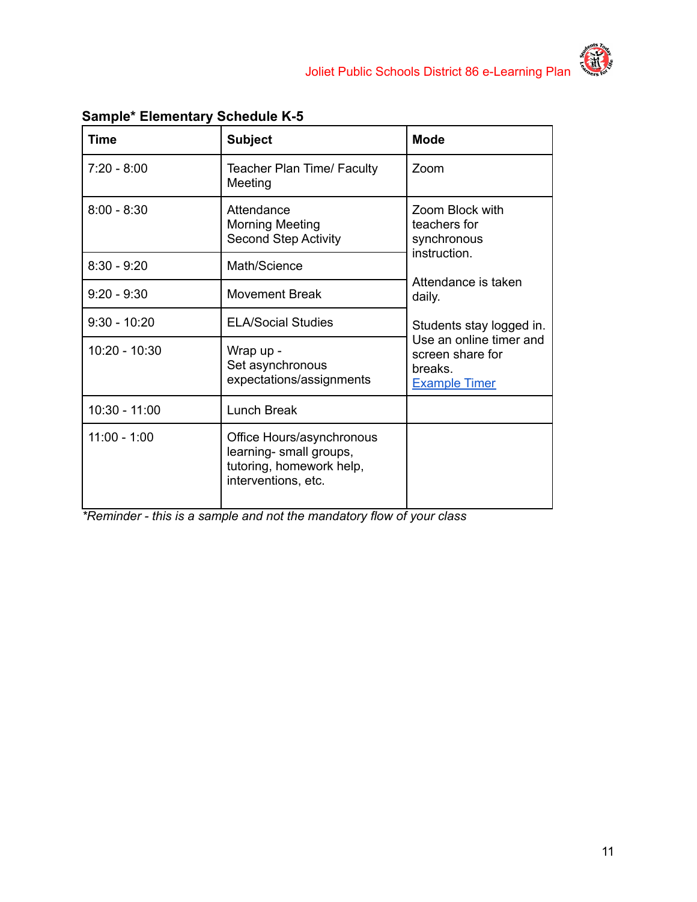**Sample* Elementary Schedule K-5**

| Time | Subject | Mode |
|---|---|---|
| 7:20 - 8:00 | Teacher Plan Time/ Faculty Meeting | Zoom |
| 8:00 - 8:30 | Attendance<br>Morning Meeting<br>Second Step Activity | Zoom Block with teachers for synchronous instruction.<br><br>Attendance is taken daily.<br><br>Students stay logged in. Use an online timer and screen share for breaks.<br>Example Timer |
| 8:30 - 9:20 | Math/Science | |
| 9:20 - 9:30 | Movement Break | |
| 9:30 - 10:20 | ELA/Social Studies | |
| 10:20 - 10:30 | Wrap up -<br>Set asynchronous expectations/assignments | |
| 10:30 - 11:00 | Lunch Break | |
| 11:00 - 1:00 | Office Hours/asynchronous learning- small groups, tutoring, homework help, interventions, etc. | |

**Reminder - this is a sample and not the mandatory flow of your class*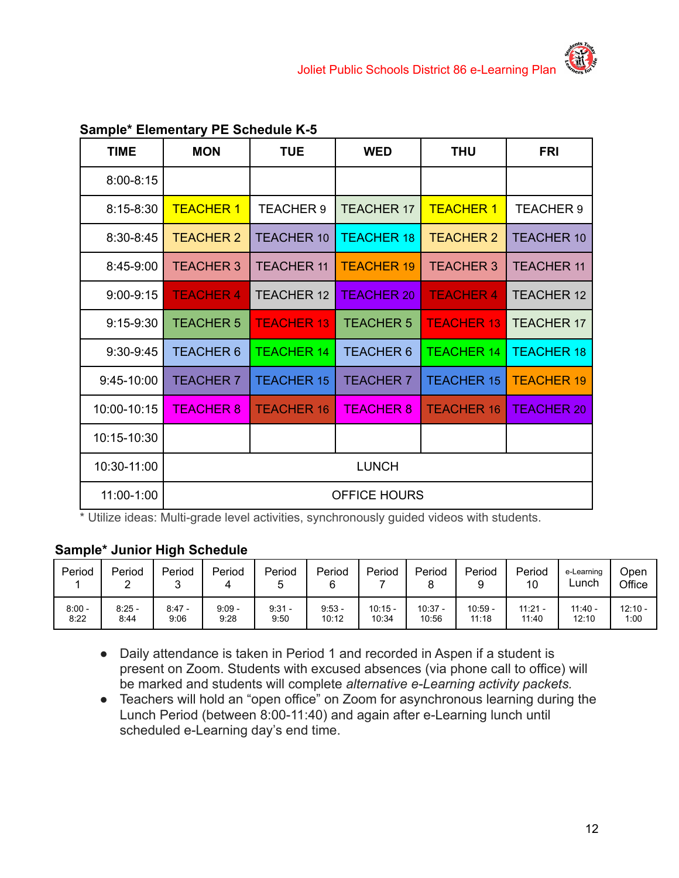**Sample* Elementary PE Schedule K-5**

| TIME | MON | TUE | WED | THU | FRI |
|---|---|---|---|---|---|
| 8:00-8:15 | | | | | |
| 8:15-8:30 | TEACHER 1 | TEACHER 9 | TEACHER 17 | TEACHER 1 | TEACHER 9 |
| 8:30-8:45 | TEACHER 2 | TEACHER 10 | TEACHER 18 | TEACHER 2 | TEACHER 10 |
| 8:45-9:00 | TEACHER 3 | TEACHER 11 | TEACHER 19 | TEACHER 3 | TEACHER 11 |
| 9:00-9:15 | TEACHER 4 | TEACHER 12 | TEACHER 20 | TEACHER 4 | TEACHER 12 |
| 9:15-9:30 | TEACHER 5 | TEACHER 13 | TEACHER 5 | TEACHER 13 | TEACHER 17 |
| 9:30-9:45 | TEACHER 6 | TEACHER 14 | TEACHER 6 | TEACHER 14 | TEACHER 18 |
| 9:45-10:00 | TEACHER 7 | TEACHER 15 | TEACHER 7 | TEACHER 15 | TEACHER 19 |
| 10:00-10:15 | TEACHER 8 | TEACHER 16 | TEACHER 8 | TEACHER 16 | TEACHER 20 |
| 10:15-10:30 | | | | | |
| 10:30-11:00 | LUNCH | | | | |
| 11:00-1:00 | OFFICE HOURS | | | | |

* Utilize ideas: Multi-grade level activities, synchronously guided videos with students.

**Sample* Junior High Schedule**

| Period 1 | Period 2 | Period 3 | Period 4 | Period 5 | Period 6 | Period 7 | Period 8 | Period 9 | Period 10 | e-Learning Lunch | Open Office |
|---|---|---|---|---|---|---|---|---|---|---|---|
| 8:00 - 8:22 | 8:25 - 8:44 | 8:47 - 9:06 | 9:09 - 9:28 | 9:31 - 9:50 | 9:53 - 10:12 | 10:15 - 10:34 | 10:37 - 10:56 | 10:59 - 11:18 | 11:21 - 11:40 | 11:40 - 12:10 | 12:10 - 1:00 |

- Daily attendance is taken in Period 1 and recorded in Aspen if a student is present on Zoom. Students with excused absences (via phone call to office) will be marked and students will complete *alternative e-Learning activity packets.*
- Teachers will hold an "open office" on Zoom for asynchronous learning during the Lunch Period (between 8:00-11:40) and again after e-Learning lunch until scheduled e-Learning day's end time.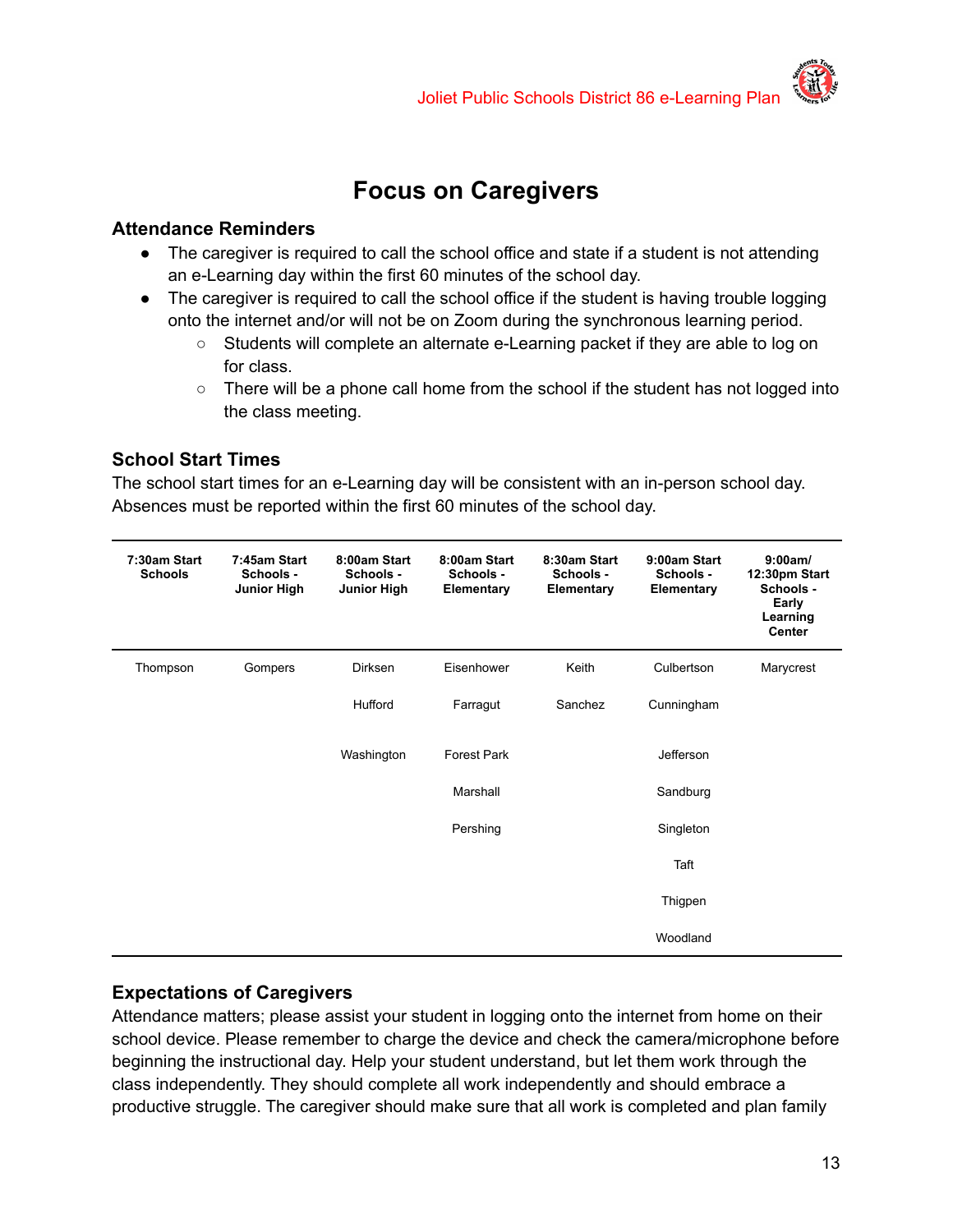# Focus on Caregivers

### Attendance Reminders

- The caregiver is required to call the school office and state if a student is not attending an e-Learning day within the first 60 minutes of the school day.
- The caregiver is required to call the school office if the student is having trouble logging onto the internet and/or will not be on Zoom during the synchronous learning period.
  - Students will complete an alternate e-Learning packet if they are able to log on for class.
  - There will be a phone call home from the school if the student has not logged into the class meeting.

### School Start Times

The school start times for an e-Learning day will be consistent with an in-person school day. Absences must be reported within the first 60 minutes of the school day.

| 7:30am Start Schools | 7:45am Start Schools - Junior High | 8:00am Start Schools - Junior High | 8:00am Start Schools - Elementary | 8:30am Start Schools - Elementary | 9:00am Start Schools - Elementary | 9:00am/ 12:30pm Start Schools - Early Learning Center |
|---|---|---|---|---|---|---|
| Thompson | Gompers | Dirksen | Eisenhower | Keith | Culbertson | Marycrest |
| | | Hufford | Farragut | Sanchez | Cunningham | |
| | | Washington | Forest Park | | Jefferson | |
| | | | Marshall | | Sandburg | |
| | | | Pershing | | Singleton | |
| | | | | | Taft | |
| | | | | | Thigpen | |
| | | | | | Woodland | |

### Expectations of Caregivers

Attendance matters; please assist your student in logging onto the internet from home on their school device. Please remember to charge the device and check the camera/microphone before beginning the instructional day. Help your student understand, but let them work through the class independently. They should complete all work independently and should embrace a productive struggle. The caregiver should make sure that all work is completed and plan family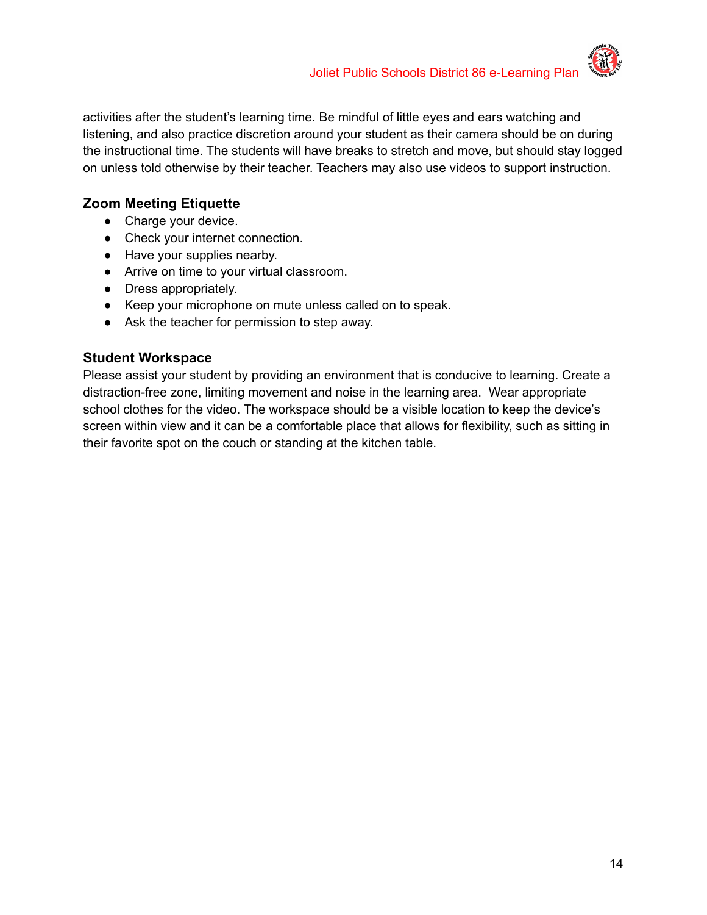activities after the student's learning time. Be mindful of little eyes and ears watching and listening, and also practice discretion around your student as their camera should be on during the instructional time. The students will have breaks to stretch and move, but should stay logged on unless told otherwise by their teacher. Teachers may also use videos to support instruction.

### Zoom Meeting Etiquette

- Charge your device.
- Check your internet connection.
- Have your supplies nearby.
- Arrive on time to your virtual classroom.
- Dress appropriately.
- Keep your microphone on mute unless called on to speak.
- Ask the teacher for permission to step away.

### Student Workspace

Please assist your student by providing an environment that is conducive to learning. Create a distraction-free zone, limiting movement and noise in the learning area. Wear appropriate school clothes for the video. The workspace should be a visible location to keep the device's screen within view and it can be a comfortable place that allows for flexibility, such as sitting in their favorite spot on the couch or standing at the kitchen table.